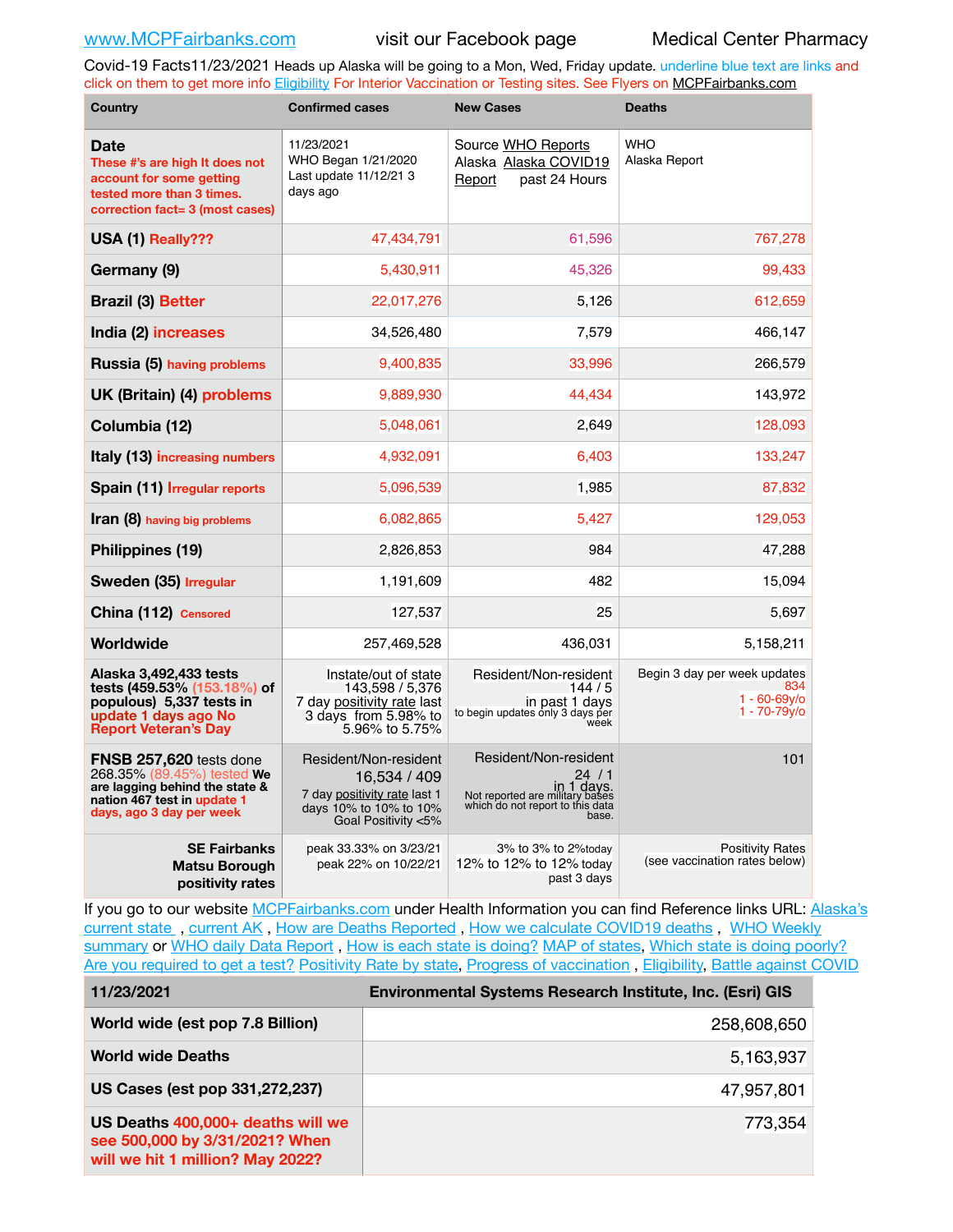www.MCPFairbanks.com visit our Facebook page Medical Center Pharmacy

Covid-19 Facts11/23/2021 Heads up Alaska will be going to a Mon, Wed, Friday update. underline blue text are links and click on them to get more info Eligibility For Interior Vaccination or Testing sites. See Flyers on MCPFairbanks.com

| Country | Confirmed cases | New Cases | Deaths |
|---|---|---|---|
| **Date** These #'s are high It does not account for some getting tested more than 3 times. correction fact= 3 (most cases) | 11/23/2021 WHO Began 1/21/2020 Last update 11/12/21 3 days ago | Source WHO Reports Alaska Alaska COVID19 Report past 24 Hours | WHO Alaska Report |
| **USA (1)** Really??? | 47,434,791 | 61,596 | 767,278 |
| **Germany (9)** | 5,430,911 | 45,326 | 99,433 |
| **Brazil (3)** Better | 22,017,276 | 5,126 | 612,659 |
| **India (2)** increases | 34,526,480 | 7,579 | 466,147 |
| **Russia (5)** having problems | 9,400,835 | 33,996 | 266,579 |
| **UK (Britain) (4)** problems | 9,889,930 | 44,434 | 143,972 |
| **Columbia (12)** | 5,048,061 | 2,649 | 128,093 |
| **Italy (13)** increasing numbers | 4,932,091 | 6,403 | 133,247 |
| **Spain (11)** Irregular reports | 5,096,539 | 1,985 | 87,832 |
| **Iran (8)** having big problems | 6,082,865 | 5,427 | 129,053 |
| **Philippines (19)** | 2,826,853 | 984 | 47,288 |
| **Sweden (35)** Irregular | 1,191,609 | 482 | 15,094 |
| **China (112)** Censored | 127,537 | 25 | 5,697 |
| **Worldwide** | 257,469,528 | 436,031 | 5,158,211 |
| **Alaska 3,492,433 tests tests (459.53% (153.18%) of populous) 5,337 tests in** update 1 days ago No Report Veteran's Day | Instate/out of state 143,598 / 5,376 7 day positivity rate last 3 days from 5.98% to 5.75% | Resident/Non-resident 144 / 5 in past 1 days to begin updates only 3 days per week | Begin 3 day per week updates 834 1 - 60-69y/o 1 - 70-79y/o |
| **FNSB 257,620** tests done 268.35% (89.45%) tested **We are lagging behind the state & nation 467 test in** update 1 days, ago 3 day per week | Resident/Non-resident 16,534 / 409 7 day positivity rate last 1 days 10% to 10% to 10% Goal Positivity <5% | Resident/Non-resident 24 / 1 in 1 days. Not reported are military bases which do not report to this data base. | 101 |
| **SE Fairbanks Matsu Borough positivity rates** | peak 33.33% on 3/23/21 peak 22% on 10/22/21 | 3% to 3% to 2%today 12% to 12% to 12% today past 3 days | Positivity Rates (see vaccination rates below) |

If you go to our website MCPFairbanks.com under Health Information you can find Reference links URL: Alaska's current state , current AK , How are Deaths Reported , How we calculate COVID19 deaths , WHO Weekly summary or WHO daily Data Report , How is each state is doing? MAP of states, Which state is doing poorly? Are you required to get a test? Positivity Rate by state, Progress of vaccination , Eligibility, Battle against COVID

| 11/23/2021 | Environmental Systems Research Institute, Inc. (Esri) GIS |
|---|---|
| **World wide (est pop 7.8 Billion)** | 258,608,650 |
| **World wide Deaths** | 5,163,937 |
| **US Cases (est pop 331,272,237)** | 47,957,801 |
| **US Deaths** 400,000+ deaths will we see 500,000 by 3/31/2021? When will we hit 1 million? May 2022? | 773,354 |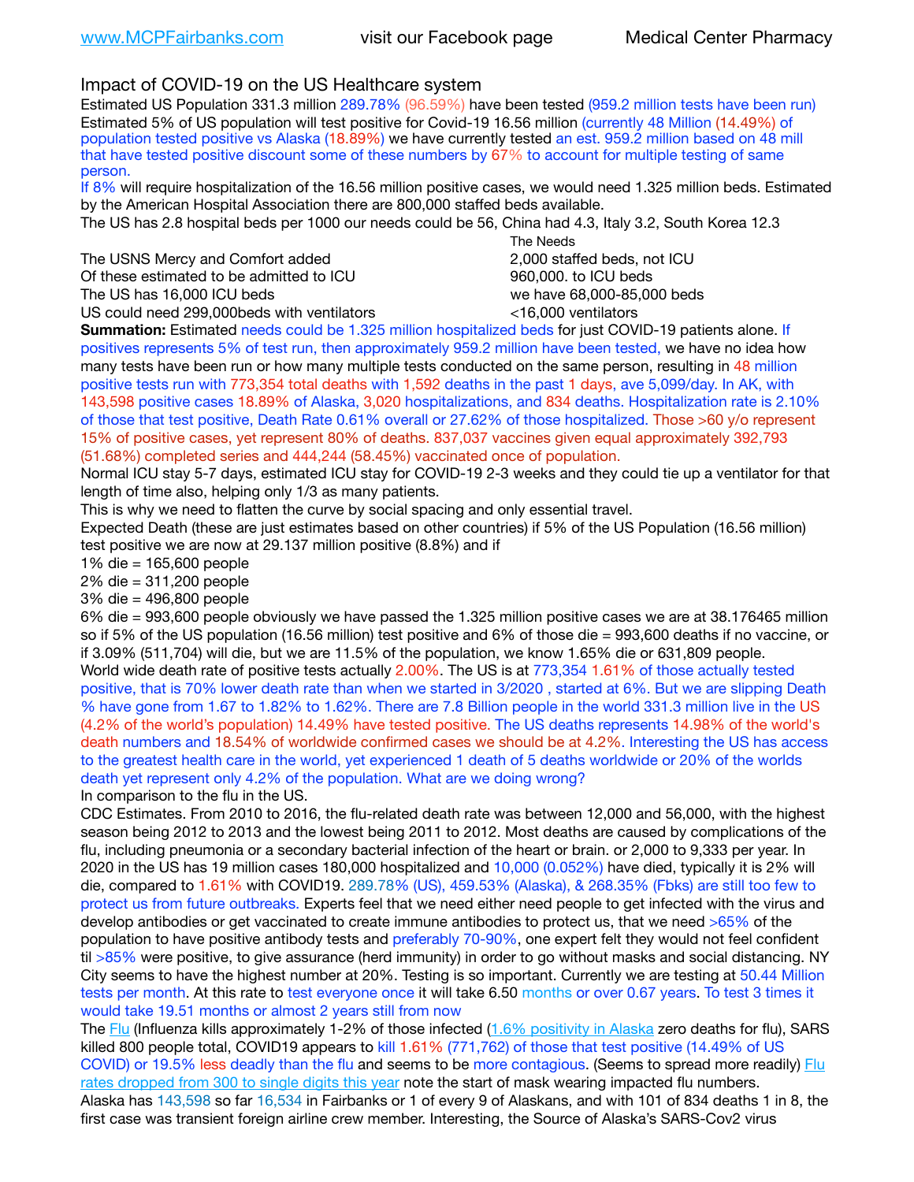www.MCPFairbanks.com visit our Facebook page Medical Center Pharmacy

## Impact of COVID-19 on the US Healthcare system

Estimated US Population 331.3 million 289.78% (96.59%) have been tested (959.2 million tests have been run) Estimated 5% of US population will test positive for Covid-19 16.56 million (currently 48 Million (14.49%) of population tested positive vs Alaska (18.89%) we have currently tested an est. 959.2 million based on 48 mill that have tested positive discount some of these numbers by 67% to account for multiple testing of same person.

If 8% will require hospitalization of the 16.56 million positive cases, we would need 1.325 million beds. Estimated by the American Hospital Association there are 800,000 staffed beds available.

The US has 2.8 hospital beds per 1000 our needs could be 56, China had 4.3, Italy 3.2, South Korea 12.3

| | The Needs |
|---|---|
| The USNS Mercy and Comfort added | 2,000 staffed beds, not ICU |
| Of these estimated to be admitted to ICU | 960,000. to ICU beds |
| The US has 16,000 ICU beds | we have 68,000-85,000 beds |
| US could need 299,000beds with ventilators | <16,000 ventilators |

**Summation:** Estimated needs could be 1.325 million hospitalized beds for just COVID-19 patients alone. If positives represents 5% of test run, then approximately 959.2 million have been tested, we have no idea how many tests have been run or how many multiple tests conducted on the same person, resulting in 48 million positive tests run with 773,354 total deaths with 1,592 deaths in the past 1 days, ave 5,099/day. In AK, with 143,598 positive cases 18.89% of Alaska, 3,020 hospitalizations, and 834 deaths. Hospitalization rate is 2.10% of those that test positive, Death Rate 0.61% overall or 27.62% of those hospitalized. Those >60 y/o represent 15% of positive cases, yet represent 80% of deaths. 837,037 vaccines given equal approximately 392,793 (51.68%) completed series and 444,244 (58.45%) vaccinated once of population.

Normal ICU stay 5-7 days, estimated ICU stay for COVID-19 2-3 weeks and they could tie up a ventilator for that length of time also, helping only 1/3 as many patients.

This is why we need to flatten the curve by social spacing and only essential travel.

Expected Death (these are just estimates based on other countries) if 5% of the US Population (16.56 million) test positive we are now at 29.137 million positive (8.8%) and if

1% die = 165,600 people
2% die = 311,200 people
3% die = 496,800 people
6% die = 993,600 people obviously we have passed the 1.325 million positive cases we are at 38.176465 million so if 5% of the US population (16.56 million) test positive and 6% of those die = 993,600 deaths if no vaccine, or if 3.09% (511,704) will die, but we are 11.5% of the population, we know 1.65% die or 631,809 people.

World wide death rate of positive tests actually 2.00%. The US is at 773,354 1.61% of those actually tested positive, that is 70% lower death rate than when we started in 3/2020 , started at 6%. But we are slipping Death % have gone from 1.67 to 1.82% to 1.62%. There are 7.8 Billion people in the world 331.3 million live in the US (4.2% of the world's population) 14.49% have tested positive. The US deaths represents 14.98% of the world's death numbers and 18.54% of worldwide confirmed cases we should be at 4.2%. Interesting the US has access to the greatest health care in the world, yet experienced 1 death of 5 deaths worldwide or 20% of the worlds death yet represent only 4.2% of the population. What are we doing wrong?

In comparison to the flu in the US.

CDC Estimates. From 2010 to 2016, the flu-related death rate was between 12,000 and 56,000, with the highest season being 2012 to 2013 and the lowest being 2011 to 2012. Most deaths are caused by complications of the flu, including pneumonia or a secondary bacterial infection of the heart or brain. or 2,000 to 9,333 per year. In 2020 in the US has 19 million cases 180,000 hospitalized and 10,000 (0.052%) have died, typically it is 2% will die, compared to 1.61% with COVID19. 289.78% (US), 459.53% (Alaska), & 268.35% (Fbks) are still too few to protect us from future outbreaks. Experts feel that we need either need people to get infected with the virus and develop antibodies or get vaccinated to create immune antibodies to protect us, that we need >65% of the population to have positive antibody tests and preferably 70-90%, one expert felt they would not feel confident til >85% were positive, to give assurance (herd immunity) in order to go without masks and social distancing. NY City seems to have the highest number at 20%. Testing is so important. Currently we are testing at 50.44 Million tests per month. At this rate to test everyone once it will take 6.50 months or over 0.67 years. To test 3 times it would take 19.51 months or almost 2 years still from now

The Flu (Influenza kills approximately 1-2% of those infected (1.6% positivity in Alaska zero deaths for flu), SARS killed 800 people total, COVID19 appears to kill 1.61% (771,762) of those that test positive (14.49% of US COVID) or 19.5% less deadly than the flu and seems to be more contagious. (Seems to spread more readily) Flu rates dropped from 300 to single digits this year note the start of mask wearing impacted flu numbers.

Alaska has 143,598 so far 16,534 in Fairbanks or 1 of every 9 of Alaskans, and with 101 of 834 deaths 1 in 8, the first case was transient foreign airline crew member. Interesting, the Source of Alaska's SARS-Cov2 virus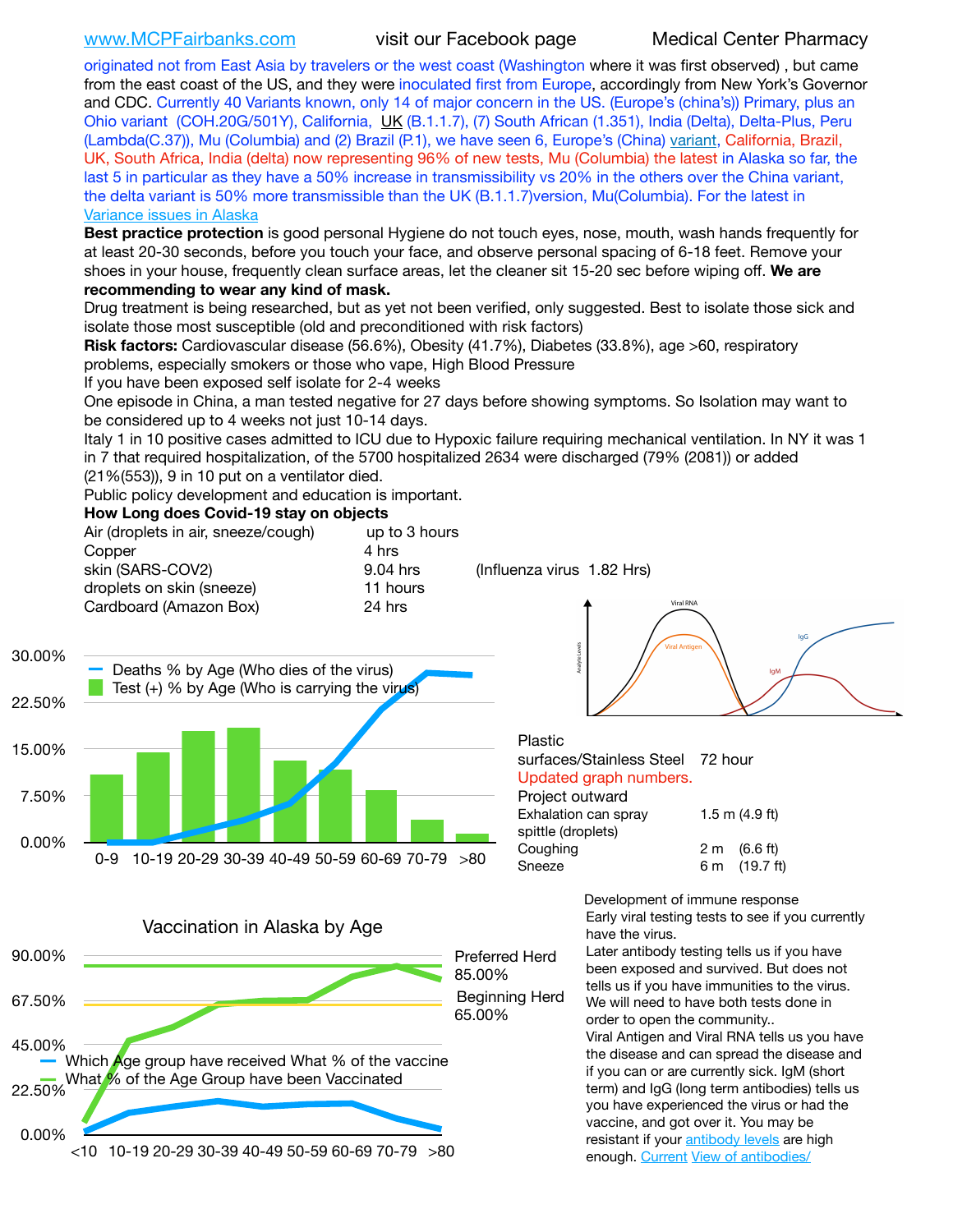www.MCPFairbanks.com visit our Facebook page Medical Center Pharmacy

originated not from East Asia by travelers or the west coast (Washington where it was first observed) , but came from the east coast of the US, and they were inoculated first from Europe, accordingly from New York's Governor and CDC. Currently 40 Variants known, only 14 of major concern in the US. (Europe's (china's)) Primary, plus an Ohio variant (COH.20G/501Y), California, UK (B.1.1.7), (7) South African (1.351), India (Delta), Delta-Plus, Peru (Lambda(C.37)), Mu (Columbia) and (2) Brazil (P.1), we have seen 6, Europe's (China) variant, California, Brazil, UK, South Africa, India (delta) now representing 96% of new tests, Mu (Columbia) the latest in Alaska so far, the last 5 in particular as they have a 50% increase in transmissibility vs 20% in the others over the China variant, the delta variant is 50% more transmissible than the UK (B.1.1.7)version, Mu(Columbia). For the latest in Variance issues in Alaska

**Best practice protection** is good personal Hygiene do not touch eyes, nose, mouth, wash hands frequently for at least 20-30 seconds, before you touch your face, and observe personal spacing of 6-18 feet. Remove your shoes in your house, frequently clean surface areas, let the cleaner sit 15-20 sec before wiping off. **We are recommending to wear any kind of mask.**

Drug treatment is being researched, but as yet not been verified, only suggested. Best to isolate those sick and isolate those most susceptible (old and preconditioned with risk factors)

**Risk factors:** Cardiovascular disease (56.6%), Obesity (41.7%), Diabetes (33.8%), age >60, respiratory problems, especially smokers or those who vape, High Blood Pressure

If you have been exposed self isolate for 2-4 weeks

One episode in China, a man tested negative for 27 days before showing symptoms. So Isolation may want to be considered up to 4 weeks not just 10-14 days.

Italy 1 in 10 positive cases admitted to ICU due to Hypoxic failure requiring mechanical ventilation. In NY it was 1 in 7 that required hospitalization, of the 5700 hospitalized 2634 were discharged (79% (2081)) or added (21%(553)), 9 in 10 put on a ventilator died.

Public policy development and education is important.

**How Long does Covid-19 stay on objects**

| Object | Duration | |
|---|---|---|
| Air (droplets in air, sneeze/cough) | up to 3 hours | |
| Copper | 4 hrs | |
| skin (SARS-COV2) | 9.04 hrs | (Influenza virus 1.82 Hrs) |
| droplets on skin (sneeze) | 11 hours | |
| Cardboard (Amazon Box) | 24 hrs | |
| Plastic surfaces/Stainless Steel | 72 hour | |

Updated graph numbers.

Deaths % by Age (Who dies of the virus)
Test (+) % by Age (Who is carrying the virus)

Project outward

| | |
|---|---|
| Exhalation can spray spittle (droplets) | 1.5 m (4.9 ft) |
| Coughing | 2 m (6.6 ft) |
| Sneeze | 6 m (19.7 ft) |

Vaccination in Alaska by Age

Which Age group have received What % of the vaccine
What % of the Age Group have been Vaccinated

Preferred Herd 85.00%
Beginning Herd 65.00%

Development of immune response

Early viral testing tests to see if you currently have the virus.

Later antibody testing tells us if you have been exposed and survived. But does not tells us if you have immunities to the virus. We will need to have both tests done in order to open the community..

Viral Antigen and Viral RNA tells us you have the disease and can spread the disease and if you can or are currently sick. IgM (short term) and IgG (long term antibodies) tells us you have experienced the virus or had the vaccine, and got over it. You may be resistant if your antibody levels are high enough. Current View of antibodies/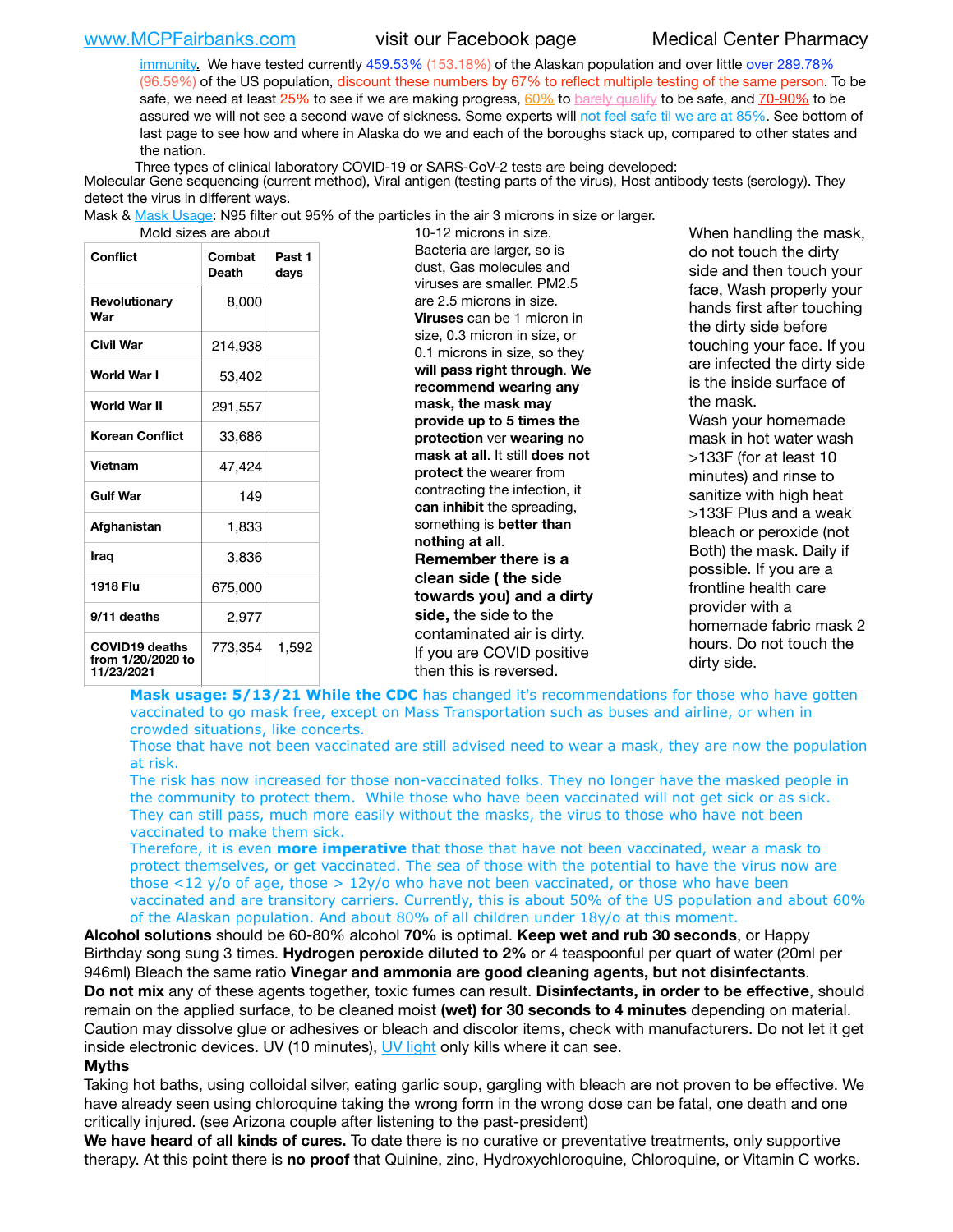immunity. We have tested currently 459.53% (153.18%) of the Alaskan population and over little over 289.78% (96.59%) of the US population, discount these numbers by 67% to reflect multiple testing of the same person. To be safe, we need at least 25% to see if we are making progress, 60% to barely qualify to be safe, and 70-90% to be assured we will not see a second wave of sickness. Some experts will not feel safe til we are at 85%. See bottom of last page to see how and where in Alaska do we and each of the boroughs stack up, compared to other states and the nation.

Three types of clinical laboratory COVID-19 or SARS-CoV-2 tests are being developed:
Molecular Gene sequencing (current method), Viral antigen (testing parts of the virus), Host antibody tests (serology). They detect the virus in different ways.

Mask & Mask Usage: N95 filter out 95% of the particles in the air 3 microns in size or larger.

| Conflict | Combat Death | Past 1 days |
|---|---|---|
| Revolutionary War | 8,000 | |
| Civil War | 214,938 | |
| World War I | 53,402 | |
| World War II | 291,557 | |
| Korean Conflict | 33,686 | |
| Vietnam | 47,424 | |
| Gulf War | 149 | |
| Afghanistan | 1,833 | |
| Iraq | 3,836 | |
| 1918 Flu | 675,000 | |
| 9/11 deaths | 2,977 | |
| COVID19 deaths from 1/20/2020 to 11/23/2021 | 773,354 | 1,592 |

Mold sizes are about 10-12 microns in size. Bacteria are larger, so is dust, Gas molecules and viruses are smaller. PM2.5 are 2.5 microns in size. **Viruses** can be 1 micron in size, 0.3 micron in size, or 0.1 microns in size, so they **will pass right through**. **We recommend wearing any mask, the mask may provide up to 5 times the protection** ver **wearing no mask at all**. It still **does not protect** the wearer from contracting the infection, it **can inhibit** the spreading, something is **better than nothing at all**. **Remember there is a clean side ( the side towards you) and a dirty side,** the side to the contaminated air is dirty. If you are COVID positive then this is reversed.

When handling the mask, do not touch the dirty side and then touch your face, Wash properly your hands first after touching the dirty side before touching your face. If you are infected the dirty side is the inside surface of the mask. Wash your homemade mask in hot water wash >133F (for at least 10 minutes) and rinse to sanitize with high heat >133F Plus and a weak bleach or peroxide (not Both) the mask. Daily if possible. If you are a frontline health care provider with a homemade fabric mask 2 hours. Do not touch the dirty side.

**Mask usage: 5/13/21 While the CDC** has changed it's recommendations for those who have gotten vaccinated to go mask free, except on Mass Transportation such as buses and airline, or when in crowded situations, like concerts.
Those that have not been vaccinated are still advised need to wear a mask, they are now the population at risk.
The risk has now increased for those non-vaccinated folks. They no longer have the masked people in the community to protect them. While those who have been vaccinated will not get sick or as sick. They can still pass, much more easily without the masks, the virus to those who have not been vaccinated to make them sick.
Therefore, it is even **more imperative** that those that have not been vaccinated, wear a mask to protect themselves, or get vaccinated. The sea of those with the potential to have the virus now are those <12 y/o of age, those > 12y/o who have not been vaccinated, or those who have been vaccinated and are transitory carriers. Currently, this is about 50% of the US population and about 60% of the Alaskan population. And about 80% of all children under 18y/o at this moment.

**Alcohol solutions** should be 60-80% alcohol **70%** is optimal. **Keep wet and rub 30 seconds**, or Happy Birthday song sung 3 times. **Hydrogen peroxide diluted to 2%** or 4 teaspoonful per quart of water (20ml per 946ml) Bleach the same ratio **Vinegar and ammonia are good cleaning agents, but not disinfectants**.
**Do not mix** any of these agents together, toxic fumes can result. **Disinfectants, in order to be effective**, should remain on the applied surface, to be cleaned moist **(wet) for 30 seconds to 4 minutes** depending on material. Caution may dissolve glue or adhesives or bleach and discolor items, check with manufacturers. Do not let it get inside electronic devices. UV (10 minutes), UV light only kills where it can see.

**Myths**

Taking hot baths, using colloidal silver, eating garlic soup, gargling with bleach are not proven to be effective. We have already seen using chloroquine taking the wrong form in the wrong dose can be fatal, one death and one critically injured. (see Arizona couple after listening to the past-president)

**We have heard of all kinds of cures.** To date there is no curative or preventative treatments, only supportive therapy. At this point there is **no proof** that Quinine, zinc, Hydroxychloroquine, Chloroquine, or Vitamin C works.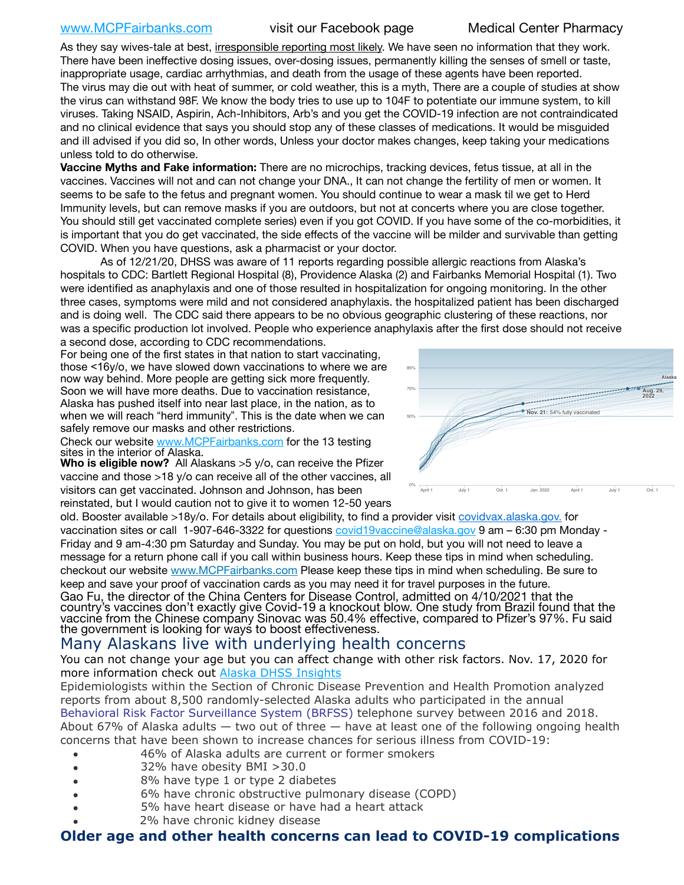As they say wives-tale at best, irresponsible reporting most likely. We have seen no information that they work. There have been ineffective dosing issues, over-dosing issues, permanently killing the senses of smell or taste, inappropriate usage, cardiac arrhythmias, and death from the usage of these agents have been reported.
The virus may die out with heat of summer, or cold weather, this is a myth, There are a couple of studies at show the virus can withstand 98F. We know the body tries to use up to 104F to potentiate our immune system, to kill viruses. Taking NSAID, Aspirin, Ach-Inhibitors, Arb's and you get the COVID-19 infection are not contraindicated and no clinical evidence that says you should stop any of these classes of medications. It would be misguided and ill advised if you did so, In other words, Unless your doctor makes changes, keep taking your medications unless told to do otherwise.

**Vaccine Myths and Fake information:** There are no microchips, tracking devices, fetus tissue, at all in the vaccines. Vaccines will not and can not change your DNA., It can not change the fertility of men or women. It seems to be safe to the fetus and pregnant women. You should continue to wear a mask til we get to Herd Immunity levels, but can remove masks if you are outdoors, but not at concerts where you are close together. You should still get vaccinated complete series) even if you got COVID. If you have some of the co-morbidities, it is important that you do get vaccinated, the side effects of the vaccine will be milder and survivable than getting COVID. When you have questions, ask a pharmacist or your doctor.

As of 12/21/20, DHSS was aware of 11 reports regarding possible allergic reactions from Alaska's hospitals to CDC: Bartlett Regional Hospital (8), Providence Alaska (2) and Fairbanks Memorial Hospital (1). Two were identified as anaphylaxis and one of those resulted in hospitalization for ongoing monitoring. In the other three cases, symptoms were mild and not considered anaphylaxis. the hospitalized patient has been discharged and is doing well. The CDC said there appears to be no obvious geographic clustering of these reactions, nor was a specific production lot involved. People who experience anaphylaxis after the first dose should not receive a second dose, according to CDC recommendations.

For being one of the first states in that nation to start vaccinating, those <16y/o, we have slowed down vaccinations to where we are now way behind. More people are getting sick more frequently. Soon we will have more deaths. Due to vaccination resistance, Alaska has pushed itself into near last place, in the nation, as to when we will reach "herd immunity". This is the date when we can safely remove our masks and other restrictions.

Check our website www.MCPFairbanks.com for the 13 testing sites in the interior of Alaska.

**Who is eligible now?** All Alaskans >5 y/o, can receive the Pfizer vaccine and those >18 y/o can receive all of the other vaccines, all visitors can get vaccinated. Johnson and Johnson, has been reinstated, but I would caution not to give it to women 12-50 years old. Booster available >18y/o. For details about eligibility, to find a provider visit covidvax.alaska.gov. for vaccination sites or call 1-907-646-3322 for questions covid19vaccine@alaska.gov 9 am – 6:30 pm Monday - Friday and 9 am-4:30 pm Saturday and Sunday. You may be put on hold, but you will not need to leave a message for a return phone call if you call within business hours. Keep these tips in mind when scheduling. checkout our website www.MCPFairbanks.com Please keep these tips in mind when scheduling. Be sure to keep and save your proof of vaccination cards as you may need it for travel purposes in the future.

Gao Fu, the director of the China Centers for Disease Control, admitted on 4/10/2021 that the country's vaccines don't exactly give Covid-19 a knockout blow. One study from Brazil found that the vaccine from the Chinese company Sinovac was 50.4% effective, compared to Pfizer's 97%. Fu said the government is looking for ways to boost effectiveness.

## Many Alaskans live with underlying health concerns

You can not change your age but you can affect change with other risk factors. Nov. 17, 2020 for more information check out Alaska DHSS Insights

Epidemiologists within the Section of Chronic Disease Prevention and Health Promotion analyzed reports from about 8,500 randomly-selected Alaska adults who participated in the annual Behavioral Risk Factor Surveillance System (BRFSS) telephone survey between 2016 and 2018. About 67% of Alaska adults — two out of three — have at least one of the following ongoing health concerns that have been shown to increase chances for serious illness from COVID-19:

- 46% of Alaska adults are current or former smokers
- 32% have obesity BMI >30.0
- 8% have type 1 or type 2 diabetes
- 6% have chronic obstructive pulmonary disease (COPD)
- 5% have heart disease or have had a heart attack
- 2% have chronic kidney disease

## Older age and other health concerns can lead to COVID-19 complications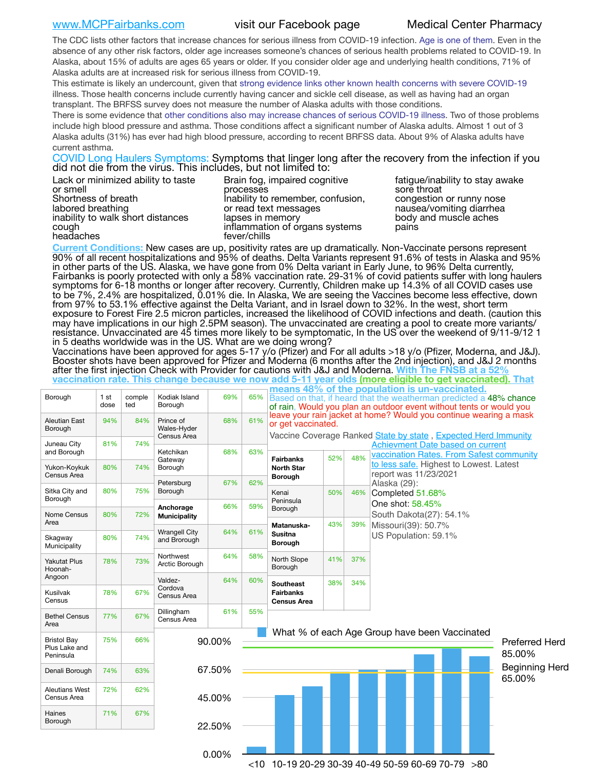www.MCPFairbanks.com visit our Facebook page Medical Center Pharmacy

The CDC lists other factors that increase chances for serious illness from COVID-19 infection. Age is one of them. Even in the absence of any other risk factors, older age increases someone's chances of serious health problems related to COVID-19. In Alaska, about 15% of adults are ages 65 years or older. If you consider older age and underlying health conditions, 71% of Alaska adults are at increased risk for serious illness from COVID-19.

This estimate is likely an undercount, given that strong evidence links other known health concerns with severe COVID-19 illness. Those health concerns include currently having cancer and sickle cell disease, as well as having had an organ transplant. The BRFSS survey does not measure the number of Alaska adults with those conditions.

There is some evidence that other conditions also may increase chances of serious COVID-19 illness. Two of those problems include high blood pressure and asthma. Those conditions affect a significant number of Alaska adults. Almost 1 out of 3 Alaska adults (31%) has ever had high blood pressure, according to recent BRFSS data. About 9% of Alaska adults have current asthma.

**COVID Long Haulers Symptoms:** Symptoms that linger long after the recovery from the infection if you did not die from the virus. This includes, but not limited to:

- Lack or minimized ability to taste or smell
- Shortness of breath
- labored breathing
- inability to walk short distances
- cough
- headaches
- Brain fog, impaired cognitive processes
- Inability to remember, confusion, or read text messages
- lapses in memory
- inflammation of organs systems
- fever/chills
- fatigue/inability to stay awake
- sore throat
- congestion or runny nose
- nausea/vomiting diarrhea
- body and muscle aches
- pains

**Current Conditions:** New cases are up, positivity rates are up dramatically. Non-Vaccinate persons represent 90% of all recent hospitalizations and 95% of deaths. Delta Variants represent 91.6% of tests in Alaska and 95% in other parts of the US. Alaska, we have gone from 0% Delta variant in Early June, to 96% Delta currently, Fairbanks is poorly protected with only a 58% vaccination rate. 29-31% of covid patients suffer with long haulers symptoms for 6-18 months or longer after recovery. Currently, Children make up 14.3% of all COVID cases use to be 7%, 2.4% are hospitalized, 0.01% die. In Alaska, We are seeing the Vaccines become less effective, down from 97% to 53.1% effective against the Delta Variant, and in Israel down to 32%. In the west, short term exposure to Forest Fire 2.5 micron particles, increased the likelihood of COVID infections and death. (caution this may have implications in our high 2.5PM season). The unvaccinated are creating a pool to create more variants/ resistance. Unvaccinated are 45 times more likely to be symptomatic, In the US over the weekend of 9/11-9/12 1 in 5 deaths worldwide was in the US. What are we doing wrong?

Vaccinations have been approved for ages 5-17 y/o (Pfizer) and For all adults >18 y/o (Pfizer, Moderna, and J&J). Booster shots have been approved for Pfizer and Moderna (6 months after the 2nd injection), and J&J 2 months after the first injection Check with Provider for cautions with J&J and Moderna. **With The FNSB at a 52% vaccination rate. This change because we now add 5-11 year olds (more eligible to get vaccinated). That means 48% of the population is un-vaccinated.**

Based on that, if heard that the weatherman predicted a 48% chance of rain, Would you plan an outdoor event without tents or would you leave your rain jacket at home? Would you continue wearing a mask or get vaccinated.

| Borough | 1 st dose | completed |
|---|---|---|
| Aleutian East Borough | 94% | 84% |
| Juneau City and Borough | 81% | 74% |
| Yukon-Koykuk Census Area | 80% | 74% |
| Sitka City and Borough | 80% | 75% |
| Nome Census Area | 80% | 72% |
| Skagway Municipality | 80% | 74% |
| Yakutat Plus Hoonah-Angoon | 78% | 73% |
| Kusilvak Census | 78% | 67% |
| Bethel Census Area | 77% | 67% |
| Bristol Bay Plus Lake and Peninsula | 75% | 66% |
| Denali Borough | 74% | 63% |
| Aleutians West Census Area | 72% | 62% |
| Haines Borough | 71% | 67% |
| Kodiak Island Borough | 69% | 65% |
| Prince of Wales-Hyder Census Area | 68% | 61% |
| Ketchikan Gateway Borough | 68% | 63% |
| Petersburg Borough | 67% | 62% |
| **Anchorage Municipality** | 66% | 59% |
| Wrangell City and Brorough | 64% | 61% |
| Northwest Arctic Borough | 64% | 58% |
| Valdez-Cordova Census Area | 64% | 60% |
| Dillingham Census Area | 61% | 55% |
| **Fairbanks North Star Borough** | 52% | 48% |
| Kenai Peninsula Borough | 50% | 46% |
| **Matanuska-Susitna Borough** | 43% | 39% |
| North Slope Borough | 41% | 37% |
| **Southeast Fairbanks Census Area** | 38% | 34% |

Vaccine Coverage Ranked State by state, Expected Herd Immunity Achievment Date based on current vaccination Rates. From Safest community to less safe. Highest to Lowest. Latest report was 11/23/2021

Alaska (29):
Completed 51.68%
One shot: 58.45%
South Dakota(27): 54.1%
Missouri(39): 50.7%
US Population: 59.1%

What % of each Age Group have been Vaccinated

90.00%
67.50%
45.00%
22.50%
0.00%

<10 10-19 20-29 30-39 40-49 50-59 60-69 70-79 >80

Preferred Herd 85.00%
Beginning Herd 65.00%